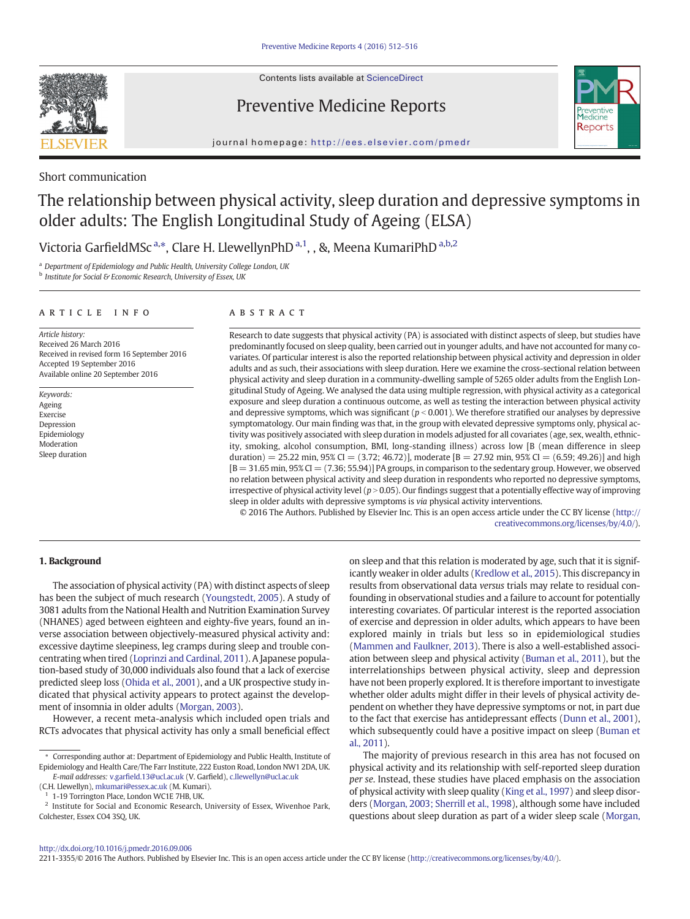Contents lists available at ScienceDirect

# Preventive Medicine Reports

journal homepage: http://ees.elsevier.com/pmedr

Short communication

# The relationship between physical activity, sleep duration and depressive symptoms in older adults: The English Longitudinal Study of Ageing (ELSA)

Victoria GarfieldMSc [a,*], Clare H. LlewellynPhD [a,1], , &, Meena KumariPhD [a,b,2]

[a] Department of Epidemiology and Public Health, University College London, UK
[b] Institute for Social & Economic Research, University of Essex, UK

## ARTICLE INFO

*Article history:*
Received 26 March 2016
Received in revised form 16 September 2016
Accepted 19 September 2016
Available online 20 September 2016

*Keywords:*
Ageing
Exercise
Depression
Epidemiology
Moderation
Sleep duration

## ABSTRACT

Research to date suggests that physical activity (PA) is associated with distinct aspects of sleep, but studies have predominantly focused on sleep quality, been carried out in younger adults, and have not accounted for many covariates. Of particular interest is also the reported relationship between physical activity and depression in older adults and as such, their associations with sleep duration. Here we examine the cross-sectional relation between physical activity and sleep duration in a community-dwelling sample of 5265 older adults from the English Longitudinal Study of Ageing. We analysed the data using multiple regression, with physical activity as a categorical exposure and sleep duration a continuous outcome, as well as testing the interaction between physical activity and depressive symptoms, which was significant ($p < 0.001$). We therefore stratified our analyses by depressive symptomatology. Our main finding was that, in the group with elevated depressive symptoms only, physical activity was positively associated with sleep duration in models adjusted for all covariates (age, sex, wealth, ethnicity, smoking, alcohol consumption, BMI, long-standing illness) across low [B (mean difference in sleep duration) = 25.22 min, 95% CI = (3.72; 46.72)], moderate [B = 27.92 min, 95% CI = (6.59; 49.26)] and high [B = 31.65 min, 95% CI = (7.36; 55.94)] PA groups, in comparison to the sedentary group. However, we observed no relation between physical activity and sleep duration in respondents who reported no depressive symptoms, irrespective of physical activity level ($p > 0.05$). Our findings suggest that a potentially effective way of improving sleep in older adults with depressive symptoms is *via* physical activity interventions.

© 2016 The Authors. Published by Elsevier Inc. This is an open access article under the CC BY license (http://creativecommons.org/licenses/by/4.0/).

## 1. Background

The association of physical activity (PA) with distinct aspects of sleep has been the subject of much research (Youngstedt, 2005). A study of 3081 adults from the National Health and Nutrition Examination Survey (NHANES) aged between eighteen and eighty-five years, found an inverse association between objectively-measured physical activity and: excessive daytime sleepiness, leg cramps during sleep and trouble concentrating when tired (Loprinzi and Cardinal, 2011). A Japanese population-based study of 30,000 individuals also found that a lack of exercise predicted sleep loss (Ohida et al., 2001), and a UK prospective study indicated that physical activity appears to protect against the development of insomnia in older adults (Morgan, 2003).

However, a recent meta-analysis which included open trials and RCTs advocates that physical activity has only a small beneficial effect on sleep and that this relation is moderated by age, such that it is significantly weaker in older adults (Kredlow et al., 2015). This discrepancy in results from observational data *versus* trials may relate to residual confounding in observational studies and a failure to account for potentially interesting covariates. Of particular interest is the reported association of exercise and depression in older adults, which appears to have been explored mainly in trials but less so in epidemiological studies (Mammen and Faulkner, 2013). There is also a well-established association between sleep and physical activity (Buman et al., 2011), but the interrelationships between physical activity, sleep and depression have not been properly explored. It is therefore important to investigate whether older adults might differ in their levels of physical activity dependent on whether they have depressive symptoms or not, in part due to the fact that exercise has antidepressant effects (Dunn et al., 2001), which subsequently could have a positive impact on sleep (Buman et al., 2011).

The majority of previous research in this area has not focused on physical activity and its relationship with self-reported sleep duration *per se*. Instead, these studies have placed emphasis on the association of physical activity with sleep quality (King et al., 1997) and sleep disorders (Morgan, 2003; Sherrill et al., 1998), although some have included questions about sleep duration as part of a wider sleep scale (Morgan,

---

\* Corresponding author at: Department of Epidemiology and Public Health, Institute of Epidemiology and Health Care/The Farr Institute, 222 Euston Road, London NW1 2DA, UK.
*E-mail addresses:* v.garfield.13@ucl.ac.uk (V. Garfield), c.llewellyn@ucl.ac.uk (C.H. Llewellyn), mkumari@essex.ac.uk (M. Kumari).
[1] 1-19 Torrington Place, London WC1E 7HB, UK.
[2] Institute for Social and Economic Research, University of Essex, Wivenhoe Park, Colchester, Essex CO4 3SQ, UK.

http://dx.doi.org/10.1016/j.pmedr.2016.09.006
2211-3355/© 2016 The Authors. Published by Elsevier Inc. This is an open access article under the CC BY license (http://creativecommons.org/licenses/by/4.0/).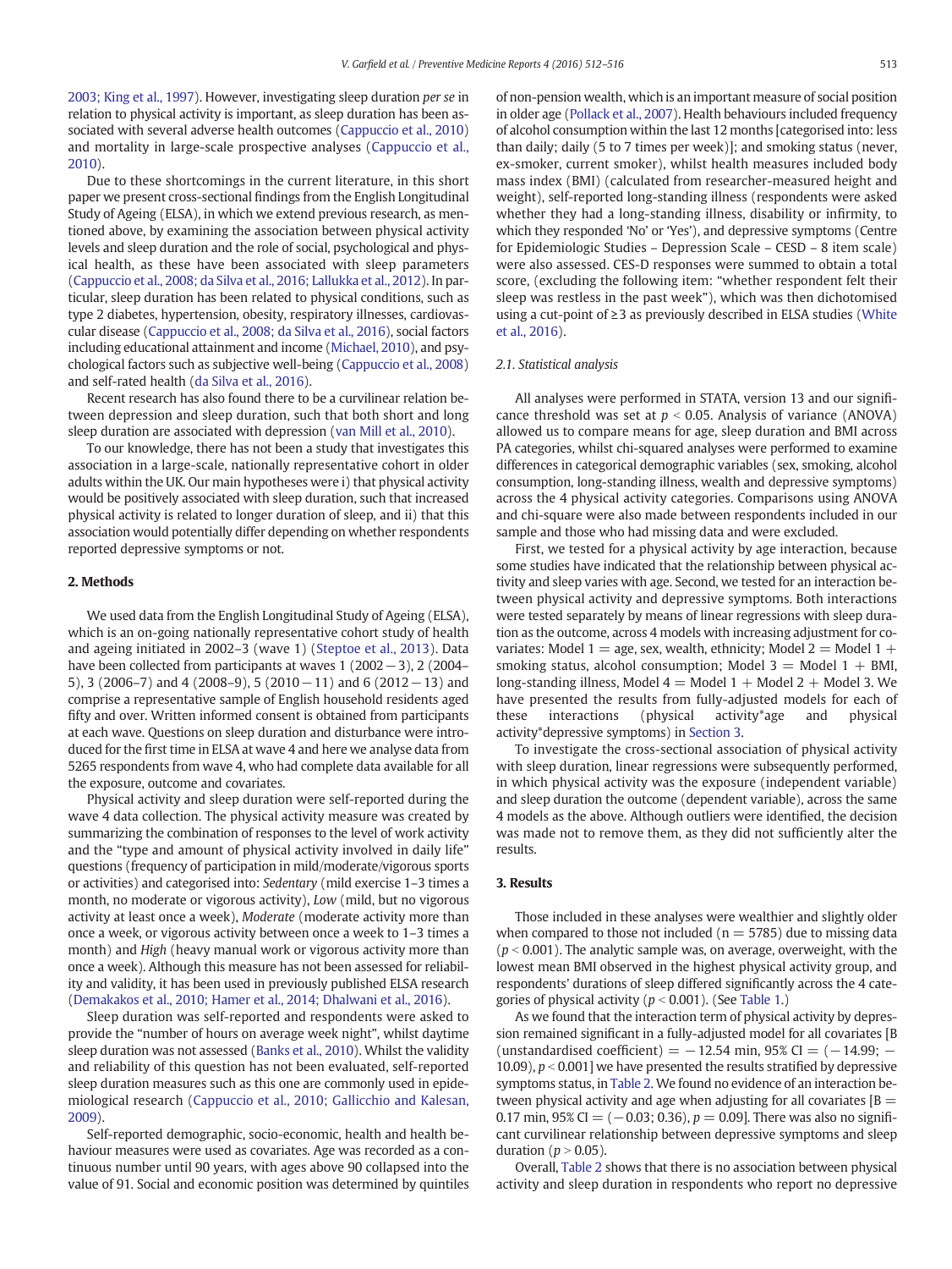2003; King et al., 1997). However, investigating sleep duration *per se* in relation to physical activity is important, as sleep duration has been associated with several adverse health outcomes (Cappuccio et al., 2010) and mortality in large-scale prospective analyses (Cappuccio et al., 2010).

Due to these shortcomings in the current literature, in this short paper we present cross-sectional findings from the English Longitudinal Study of Ageing (ELSA), in which we extend previous research, as mentioned above, by examining the association between physical activity levels and sleep duration and the role of social, psychological and physical health, as these have been associated with sleep parameters (Cappuccio et al., 2008; da Silva et al., 2016; Lallukka et al., 2012). In particular, sleep duration has been related to physical conditions, such as type 2 diabetes, hypertension, obesity, respiratory illnesses, cardiovascular disease (Cappuccio et al., 2008; da Silva et al., 2016), social factors including educational attainment and income (Michael, 2010), and psychological factors such as subjective well-being (Cappuccio et al., 2008) and self-rated health (da Silva et al., 2016).

Recent research has also found there to be a curvilinear relation between depression and sleep duration, such that both short and long sleep duration are associated with depression (van Mill et al., 2010).

To our knowledge, there has not been a study that investigates this association in a large-scale, nationally representative cohort in older adults within the UK. Our main hypotheses were i) that physical activity would be positively associated with sleep duration, such that increased physical activity is related to longer duration of sleep, and ii) that this association would potentially differ depending on whether respondents reported depressive symptoms or not.

## 2. Methods

We used data from the English Longitudinal Study of Ageing (ELSA), which is an on-going nationally representative cohort study of health and ageing initiated in 2002–3 (wave 1) (Steptoe et al., 2013). Data have been collected from participants at waves 1 (2002 − 3), 2 (2004–5), 3 (2006–7) and 4 (2008–9), 5 (2010 − 11) and 6 (2012 − 13) and comprise a representative sample of English household residents aged fifty and over. Written informed consent is obtained from participants at each wave. Questions on sleep duration and disturbance were introduced for the first time in ELSA at wave 4 and here we analyse data from 5265 respondents from wave 4, who had complete data available for all the exposure, outcome and covariates.

Physical activity and sleep duration were self-reported during the wave 4 data collection. The physical activity measure was created by summarizing the combination of responses to the level of work activity and the "type and amount of physical activity involved in daily life" questions (frequency of participation in mild/moderate/vigorous sports or activities) and categorised into: *Sedentary* (mild exercise 1–3 times a month, no moderate or vigorous activity), *Low* (mild, but no vigorous activity at least once a week), *Moderate* (moderate activity more than once a week, or vigorous activity between once a week to 1–3 times a month) and *High* (heavy manual work or vigorous activity more than once a week). Although this measure has not been assessed for reliability and validity, it has been used in previously published ELSA research (Demakakos et al., 2010; Hamer et al., 2014; Dhalwani et al., 2016).

Sleep duration was self-reported and respondents were asked to provide the "number of hours on average week night", whilst daytime sleep duration was not assessed (Banks et al., 2010). Whilst the validity and reliability of this question has not been evaluated, self-reported sleep duration measures such as this one are commonly used in epidemiological research (Cappuccio et al., 2010; Gallicchio and Kalesan, 2009).

Self-reported demographic, socio-economic, health and health behaviour measures were used as covariates. Age was recorded as a continuous number until 90 years, with ages above 90 collapsed into the value of 91. Social and economic position was determined by quintiles of non-pension wealth, which is an important measure of social position in older age (Pollack et al., 2007). Health behaviours included frequency of alcohol consumption within the last 12 months [categorised into: less than daily; daily (5 to 7 times per week)]; and smoking status (never, ex-smoker, current smoker), whilst health measures included body mass index (BMI) (calculated from researcher-measured height and weight), self-reported long-standing illness (respondents were asked whether they had a long-standing illness, disability or infirmity, to which they responded 'No' or 'Yes'), and depressive symptoms (Centre for Epidemiologic Studies – Depression Scale – CESD – 8 item scale) were also assessed. CES-D responses were summed to obtain a total score, (excluding the following item: "whether respondent felt their sleep was restless in the past week"), which was then dichotomised using a cut-point of ≥3 as previously described in ELSA studies (White et al., 2016).

### 2.1. Statistical analysis

All analyses were performed in STATA, version 13 and our significance threshold was set at $p < 0.05$. Analysis of variance (ANOVA) allowed us to compare means for age, sleep duration and BMI across PA categories, whilst chi-squared analyses were performed to examine differences in categorical demographic variables (sex, smoking, alcohol consumption, long-standing illness, wealth and depressive symptoms) across the 4 physical activity categories. Comparisons using ANOVA and chi-square were also made between respondents included in our sample and those who had missing data and were excluded.

First, we tested for a physical activity by age interaction, because some studies have indicated that the relationship between physical activity and sleep varies with age. Second, we tested for an interaction between physical activity and depressive symptoms. Both interactions were tested separately by means of linear regressions with sleep duration as the outcome, across 4 models with increasing adjustment for covariates: Model 1 = age, sex, wealth, ethnicity; Model 2 = Model 1 + smoking status, alcohol consumption; Model 3 = Model 1 + BMI, long-standing illness, Model 4 = Model 1 + Model 2 + Model 3. We have presented the results from fully-adjusted models for each of these interactions (physical activity*age and physical activity*depressive symptoms) in Section 3.

To investigate the cross-sectional association of physical activity with sleep duration, linear regressions were subsequently performed, in which physical activity was the exposure (independent variable) and sleep duration the outcome (dependent variable), across the same 4 models as the above. Although outliers were identified, the decision was made not to remove them, as they did not sufficiently alter the results.

## 3. Results

Those included in these analyses were wealthier and slightly older when compared to those not included ($n = 5785$) due to missing data ($p < 0.001$). The analytic sample was, on average, overweight, with the lowest mean BMI observed in the highest physical activity group, and respondents' durations of sleep differed significantly across the 4 categories of physical activity ($p < 0.001$). (See Table 1.)

As we found that the interaction term of physical activity by depression remained significant in a fully-adjusted model for all covariates [B (unstandardised coefficient) = −12.54 min, 95% CI = (−14.99; −10.09), $p < 0.001$] we have presented the results stratified by depressive symptoms status, in Table 2. We found no evidence of an interaction between physical activity and age when adjusting for all covariates [B = 0.17 min, 95% CI = (−0.03; 0.36), $p = 0.09$]. There was also no significant curvilinear relationship between depressive symptoms and sleep duration ($p > 0.05$).

Overall, Table 2 shows that there is no association between physical activity and sleep duration in respondents who report no depressive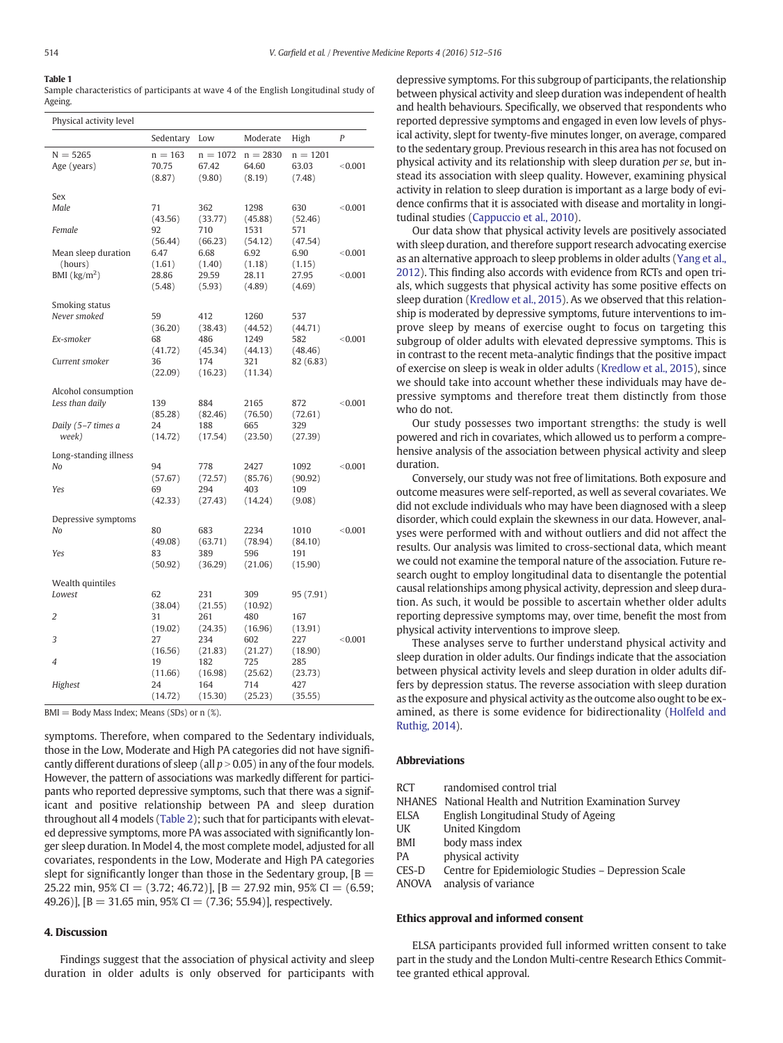**Table 1**
Sample characteristics of participants at wave 4 of the English Longitudinal study of Ageing.

| Physical activity level | | | | | |
|---|---|---|---|---|---|
| | Sedentary | Low | Moderate | High | *P* |
| N = 5265 | n = 163 | n = 1072 | n = 2830 | n = 1201 | |
| Age (years) | 70.75 (8.87) | 67.42 (9.80) | 64.60 (8.19) | 63.03 (7.48) | <0.001 |
| Sex | | | | | |
| *Male* | 71 (43.56) | 362 (33.77) | 1298 (45.88) | 630 (52.46) | <0.001 |
| *Female* | 92 (56.44) | 710 (66.23) | 1531 (54.12) | 571 (47.54) | |
| Mean sleep duration (hours) | 6.47 (1.61) | 6.68 (1.40) | 6.92 (1.18) | 6.90 (1.15) | <0.001 |
| BMI (kg/m$^2$) | 28.86 (5.48) | 29.59 (5.93) | 28.11 (4.89) | 27.95 (4.69) | <0.001 |
| Smoking status | | | | | |
| *Never smoked* | 59 (36.20) | 412 (38.43) | 1260 (44.52) | 537 (44.71) | |
| *Ex-smoker* | 68 (41.72) | 486 (45.34) | 1249 (44.13) | 582 (48.46) | <0.001 |
| *Current smoker* | 36 (22.09) | 174 (16.23) | 321 (11.34) | 82 (6.83) | |
| Alcohol consumption | | | | | |
| *Less than daily* | 139 (85.28) | 884 (82.46) | 2165 (76.50) | 872 (72.61) | <0.001 |
| *Daily (5–7 times a week)* | 24 (14.72) | 188 (17.54) | 665 (23.50) | 329 (27.39) | |
| Long-standing illness | | | | | |
| *No* | 94 (57.67) | 778 (72.57) | 2427 (85.76) | 1092 (90.92) | <0.001 |
| *Yes* | 69 (42.33) | 294 (27.43) | 403 (14.24) | 109 (9.08) | |
| Depressive symptoms | | | | | |
| *No* | 80 (49.08) | 683 (63.71) | 2234 (78.94) | 1010 (84.10) | <0.001 |
| *Yes* | 83 (50.92) | 389 (36.29) | 596 (21.06) | 191 (15.90) | |
| Wealth quintiles | | | | | |
| *Lowest* | 62 (38.04) | 231 (21.55) | 309 (10.92) | 95 (7.91) | |
| *2* | 31 (19.02) | 261 (24.35) | 480 (16.96) | 167 (13.91) | |
| *3* | 27 (16.56) | 234 (21.83) | 602 (21.27) | 227 (18.90) | <0.001 |
| *4* | 19 (11.66) | 182 (16.98) | 725 (25.62) | 285 (23.73) | |
| *Highest* | 24 (14.72) | 164 (15.30) | 714 (25.23) | 427 (35.55) | |

BMI = Body Mass Index; Means (SDs) or n (%).

symptoms. Therefore, when compared to the Sedentary individuals, those in the Low, Moderate and High PA categories did not have significantly different durations of sleep (all $p > 0.05$) in any of the four models. However, the pattern of associations was markedly different for participants who reported depressive symptoms, such that there was a significant and positive relationship between PA and sleep duration throughout all 4 models (Table 2); such that for participants with elevated depressive symptoms, more PA was associated with significantly longer sleep duration. In Model 4, the most complete model, adjusted for all covariates, respondents in the Low, Moderate and High PA categories slept for significantly longer than those in the Sedentary group, [B = 25.22 min, 95% CI = (3.72; 46.72)], [B = 27.92 min, 95% CI = (6.59; 49.26)], [B = 31.65 min, 95% CI = (7.36; 55.94)], respectively.

## 4. Discussion

Findings suggest that the association of physical activity and sleep duration in older adults is only observed for participants with depressive symptoms. For this subgroup of participants, the relationship between physical activity and sleep duration was independent of health and health behaviours. Specifically, we observed that respondents who reported depressive symptoms and engaged in even low levels of physical activity, slept for twenty-five minutes longer, on average, compared to the sedentary group. Previous research in this area has not focused on physical activity and its relationship with sleep duration *per se*, but instead its association with sleep quality. However, examining physical activity in relation to sleep duration is important as a large body of evidence confirms that it is associated with disease and mortality in longitudinal studies (Cappuccio et al., 2010).

Our data show that physical activity levels are positively associated with sleep duration, and therefore support research advocating exercise as an alternative approach to sleep problems in older adults (Yang et al., 2012). This finding also accords with evidence from RCTs and open trials, which suggests that physical activity has some positive effects on sleep duration (Kredlow et al., 2015). As we observed that this relationship is moderated by depressive symptoms, future interventions to improve sleep by means of exercise ought to focus on targeting this subgroup of older adults with elevated depressive symptoms. This is in contrast to the recent meta-analytic findings that the positive impact of exercise on sleep is weak in older adults (Kredlow et al., 2015), since we should take into account whether these individuals may have depressive symptoms and therefore treat them distinctly from those who do not.

Our study possesses two important strengths: the study is well powered and rich in covariates, which allowed us to perform a comprehensive analysis of the association between physical activity and sleep duration.

Conversely, our study was not free of limitations. Both exposure and outcome measures were self-reported, as well as several covariates. We did not exclude individuals who may have been diagnosed with a sleep disorder, which could explain the skewness in our data. However, analyses were performed with and without outliers and did not affect the results. Our analysis was limited to cross-sectional data, which meant we could not examine the temporal nature of the association. Future research ought to employ longitudinal data to disentangle the potential causal relationships among physical activity, depression and sleep duration. As such, it would be possible to ascertain whether older adults reporting depressive symptoms may, over time, benefit the most from physical activity interventions to improve sleep.

These analyses serve to further understand physical activity and sleep duration in older adults. Our findings indicate that the association between physical activity levels and sleep duration in older adults differs by depression status. The reverse association with sleep duration as the exposure and physical activity as the outcome also ought to be examined, as there is some evidence for bidirectionality (Holfeld and Ruthig, 2014).

## Abbreviations

| | |
|---|---|
| RCT | randomised control trial |
| NHANES | National Health and Nutrition Examination Survey |
| ELSA | English Longitudinal Study of Ageing |
| UK | United Kingdom |
| BMI | body mass index |
| PA | physical activity |
| CES-D | Centre for Epidemiologic Studies – Depression Scale |
| ANOVA | analysis of variance |

## Ethics approval and informed consent

ELSA participants provided full informed written consent to take part in the study and the London Multi-centre Research Ethics Committee granted ethical approval.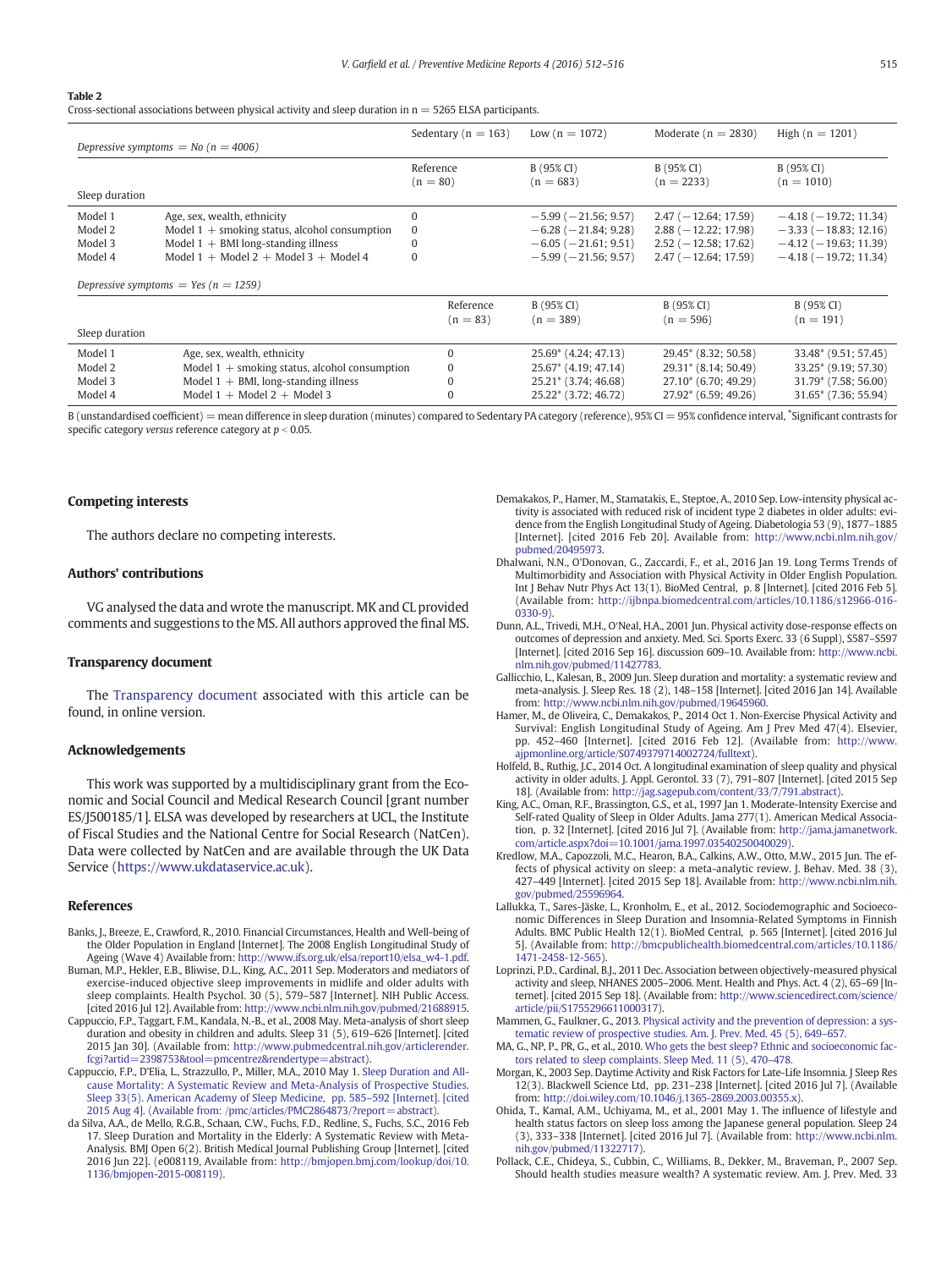**Table 2**
Cross-sectional associations between physical activity and sleep duration in n = 5265 ELSA participants.

| | | Sedentary (n = 163) | Low (n = 1072) | Moderate (n = 2830) | High (n = 1201) |
|---|---|---|---|---|---|
| *Depressive symptoms = No (n = 4006)* | | | | | |
| Sleep duration | | Reference (n = 80) | B (95% CI) (n = 683) | B (95% CI) (n = 2233) | B (95% CI) (n = 1010) |
| Model 1 | Age, sex, wealth, ethnicity | 0 | −5.99 (−21.56; 9.57) | 2.47 (−12.64; 17.59) | −4.18 (−19.72; 11.34) |
| Model 2 | Model 1 + smoking status, alcohol consumption | 0 | −6.28 (−21.84; 9.28) | 2.88 (−12.22; 17.98) | −3.33 (−18.83; 12.16) |
| Model 3 | Model 1 + BMI long-standing illness | 0 | −6.05 (−21.61; 9.51) | 2.52 (−12.58; 17.62) | −4.12 (−19.63; 11.39) |
| Model 4 | Model 1 + Model 2 + Model 3 + Model 4 | 0 | −5.99 (−21.56; 9.57) | 2.47 (−12.64; 17.59) | −4.18 (−19.72; 11.34) |
| *Depressive symptoms = Yes (n = 1259)* | | | | | |
| Sleep duration | | Reference (n = 83) | B (95% CI) (n = 389) | B (95% CI) (n = 596) | B (95% CI) (n = 191) |
| Model 1 | Age, sex, wealth, ethnicity | 0 | 25.69* (4.24; 47.13) | 29.45* (8.32; 50.58) | 33.48* (9.51; 57.45) |
| Model 2 | Model 1 + smoking status, alcohol consumption | 0 | 25.67* (4.19; 47.14) | 29.31* (8.14; 50.49) | 33.25* (9.19; 57.30) |
| Model 3 | Model 1 + BMI, long-standing illness | 0 | 25.21* (3.74; 46.68) | 27.10* (6.70; 49.29) | 31.79* (7.58; 56.00) |
| Model 4 | Model 1 + Model 2 + Model 3 | 0 | 25.22* (3.72; 46.72) | 27.92* (6.59; 49.26) | 31.65* (7.36; 55.94) |

B (unstandardised coefficient) = mean difference in sleep duration (minutes) compared to Sedentary PA category (reference), 95% CI = 95% confidence interval, *Significant contrasts for specific category *versus* reference category at $p < 0.05$.

## Competing interests

The authors declare no competing interests.

## Authors' contributions

VG analysed the data and wrote the manuscript. MK and CL provided comments and suggestions to the MS. All authors approved the final MS.

## Transparency document

The Transparency document associated with this article can be found, in online version.

## Acknowledgements

This work was supported by a multidisciplinary grant from the Economic and Social Council and Medical Research Council [grant number ES/J500185/1]. ELSA was developed by researchers at UCL, the Institute of Fiscal Studies and the National Centre for Social Research (NatCen). Data were collected by NatCen and are available through the UK Data Service (https://www.ukdataservice.ac.uk).

## References

Banks, J., Breeze, E., Crawford, R., 2010. Financial Circumstances, Health and Well-being of the Older Population in England [Internet]. The 2008 English Longitudinal Study of Ageing (Wave 4) Available from: http://www.ifs.org.uk/elsa/report10/elsa_w4-1.pdf.

Buman, M.P., Hekler, E.B., Bliwise, D.L., King, A.C., 2011 Sep. Moderators and mediators of exercise-induced objective sleep improvements in midlife and older adults with sleep complaints. Health Psychol. 30 (5), 579–587 [Internet]. NIH Public Access. [cited 2016 Jul 12]. Available from: http://www.ncbi.nlm.nih.gov/pubmed/21688915.

Cappuccio, F.P., Taggart, F.M., Kandala, N.-B., et al., 2008 May. Meta-analysis of short sleep duration and obesity in children and adults. Sleep 31 (5), 619–626 [Internet]. [cited 2015 Jan 30]. (Available from: http://www.pubmedcentral.nih.gov/articlerender.fcgi?artid=2398753&tool=pmcentrez&rendertype=abstract).

Cappuccio, F.P., D'Elia, L., Strazzullo, P., Miller, M.A., 2010 May 1. Sleep Duration and All-cause Mortality: A Systematic Review and Meta-Analysis of Prospective Studies. Sleep 33(5). American Academy of Sleep Medicine, pp. 585–592 [Internet]. [cited 2015 Aug 4]. (Available from: /pmc/articles/PMC2864873/?report=abstract).

da Silva, A.A., de Mello, R.G.B., Schaan, C.W., Fuchs, F.D., Redline, S., Fuchs, S.C., 2016 Feb 17. Sleep Duration and Mortality in the Elderly: A Systematic Review with Meta-Analysis. BMJ Open 6(2). British Medical Journal Publishing Group [Internet]. [cited 2016 Jun 22]. (e008119, Available from: http://bmjopen.bmj.com/lookup/doi/10.1136/bmjopen-2015-008119).

Demakakos, P., Hamer, M., Stamatakis, E., Steptoe, A., 2010 Sep. Low-intensity physical activity is associated with reduced risk of incident type 2 diabetes in older adults: evidence from the English Longitudinal Study of Ageing. Diabetologia 53 (9), 1877–1885 [Internet]. [cited 2016 Feb 20]. Available from: http://www.ncbi.nlm.nih.gov/pubmed/20495973.

Dhalwani, N.N., O'Donovan, G., Zaccardi, F., et al., 2016 Jan 19. Long Terms Trends of Multimorbidity and Association with Physical Activity in Older English Population. Int J Behav Nutr Phys Act 13(1). BioMed Central, p. 8 [Internet]. [cited 2016 Feb 5]. (Available from: http://ijbnpa.biomedcentral.com/articles/10.1186/s12966-016-0330-9).

Dunn, A.L., Trivedi, M.H., O'Neal, H.A., 2001 Jun. Physical activity dose-response effects on outcomes of depression and anxiety. Med. Sci. Sports Exerc. 33 (6 Suppl), S587–S597 [Internet]. [cited 2016 Sep 16]. discussion 609–10. Available from: http://www.ncbi.nlm.nih.gov/pubmed/11427783.

Gallicchio, L., Kalesan, B., 2009 Jun. Sleep duration and mortality: a systematic review and meta-analysis. J. Sleep Res. 18 (2), 148–158 [Internet]. [cited 2016 Jan 14]. Available from: http://www.ncbi.nlm.nih.gov/pubmed/19645960.

Hamer, M., de Oliveira, C., Demakakos, P., 2014 Oct 1. Non-Exercise Physical Activity and Survival: English Longitudinal Study of Ageing. Am J Prev Med 47(4). Elsevier, pp. 452–460 [Internet]. [cited 2016 Feb 12]. (Available from: http://www.ajpmonline.org/article/S0749379714002724/fulltext).

Holfeld, B., Ruthig, J.C., 2014 Oct. A longitudinal examination of sleep quality and physical activity in older adults. J. Appl. Gerontol. 33 (7), 791–807 [Internet]. [cited 2015 Sep 18]. (Available from: http://jag.sagepub.com/content/33/7/791.abstract).

King, A.C., Oman, R.F., Brassington, G.S., et al., 1997 Jan 1. Moderate-Intensity Exercise and Self-rated Quality of Sleep in Older Adults. Jama 277(1). American Medical Association, p. 32 [Internet]. [cited 2016 Jul 7]. (Available from: http://jama.jamanetwork.com/article.aspx?doi=10.1001/jama.1997.03540250040029).

Kredlow, M.A., Capozzoli, M.C., Hearon, B.A., Calkins, A.W., Otto, M.W., 2015 Jun. The effects of physical activity on sleep: a meta-analytic review. J. Behav. Med. 38 (3), 427–449 [Internet]. [cited 2015 Sep 18]. Available from: http://www.ncbi.nlm.nih.gov/pubmed/25596964.

Lallukka, T., Sares-Jäske, L., Kronholm, E., et al., 2012. Sociodemographic and Socioeconomic Differences in Sleep Duration and Insomnia-Related Symptoms in Finnish Adults. BMC Public Health 12(1). BioMed Central, p. 565 [Internet]. [cited 2016 Jul 5]. (Available from: http://bmcpublichealth.biomedcentral.com/articles/10.1186/1471-2458-12-565).

Loprinzi, P.D., Cardinal, B.J., 2011 Dec. Association between objectively-measured physical activity and sleep, NHANES 2005–2006. Ment. Health and Phys. Act. 4 (2), 65–69 [Internet]. [cited 2015 Sep 18]. (Available from: http://www.sciencedirect.com/science/article/pii/S1755296611000317).

Mammen, G., Faulkner, G., 2013. Physical activity and the prevention of depression: a systematic review of prospective studies. Am. J. Prev. Med. 45 (5), 649–657.

MA, G., NP, P., PR, G., et al., 2010. Who gets the best sleep? Ethnic and socioeconomic factors related to sleep complaints. Sleep Med. 11 (5), 470–478.

Morgan, K., 2003 Sep. Daytime Activity and Risk Factors for Late-Life Insomnia. J Sleep Res 12(3). Blackwell Science Ltd, pp. 231–238 [Internet]. [cited 2016 Jul 7]. (Available from: http://doi.wiley.com/10.1046/j.1365-2869.2003.00355.x).

Ohida, T., Kamal, A.M., Uchiyama, M., et al., 2001 May 1. The influence of lifestyle and health status factors on sleep loss among the Japanese general population. Sleep 24 (3), 333–338 [Internet]. [cited 2016 Jul 7]. (Available from: http://www.ncbi.nlm.nih.gov/pubmed/11322717).

Pollack, C.E., Chideya, S., Cubbin, C., Williams, B., Dekker, M., Braveman, P., 2007 Sep. Should health studies measure wealth? A systematic review. Am. J. Prev. Med. 33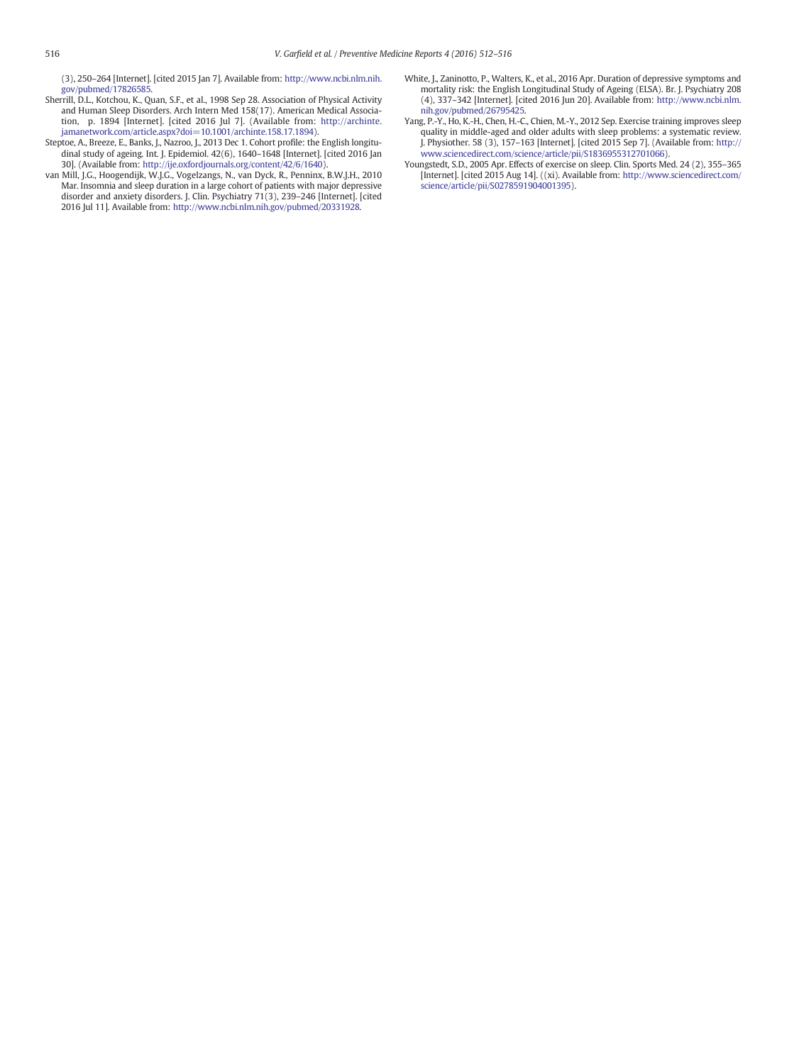(3), 250–264 [Internet]. [cited 2015 Jan 7]. Available from: http://www.ncbi.nlm.nih.gov/pubmed/17826585.

Sherrill, D.L., Kotchou, K., Quan, S.F., et al., 1998 Sep 28. Association of Physical Activity and Human Sleep Disorders. Arch Intern Med 158(17). American Medical Association, p. 1894 [Internet]. [cited 2016 Jul 7]. (Available from: http://archinte.jamanetwork.com/article.aspx?doi=10.1001/archinte.158.17.1894).

Steptoe, A., Breeze, E., Banks, J., Nazroo, J., 2013 Dec 1. Cohort profile: the English longitudinal study of ageing. Int. J. Epidemiol. 42(6), 1640–1648 [Internet]. [cited 2016 Jan 30]. (Available from: http://ije.oxfordjournals.org/content/42/6/1640).

van Mill, J.G., Hoogendijk, W.J.G., Vogelzangs, N., van Dyck, R., Penninx, B.W.J.H., 2010 Mar. Insomnia and sleep duration in a large cohort of patients with major depressive disorder and anxiety disorders. J. Clin. Psychiatry 71(3), 239–246 [Internet]. [cited 2016 Jul 11]. Available from: http://www.ncbi.nlm.nih.gov/pubmed/20331928.

White, J., Zaninotto, P., Walters, K., et al., 2016 Apr. Duration of depressive symptoms and mortality risk: the English Longitudinal Study of Ageing (ELSA). Br. J. Psychiatry 208 (4), 337–342 [Internet]. [cited 2016 Jun 20]. Available from: http://www.ncbi.nlm.nih.gov/pubmed/26795425.

Yang, P.-Y., Ho, K.-H., Chen, H.-C., Chien, M.-Y., 2012 Sep. Exercise training improves sleep quality in middle-aged and older adults with sleep problems: a systematic review. J. Physiother. 58 (3), 157–163 [Internet]. [cited 2015 Sep 7]. (Available from: http://www.sciencedirect.com/science/article/pii/S1836955312701066).

Youngstedt, S.D., 2005 Apr. Effects of exercise on sleep. Clin. Sports Med. 24 (2), 355–365 [Internet]. [cited 2015 Aug 14]. ((xi). Available from: http://www.sciencedirect.com/science/article/pii/S0278591904001395).